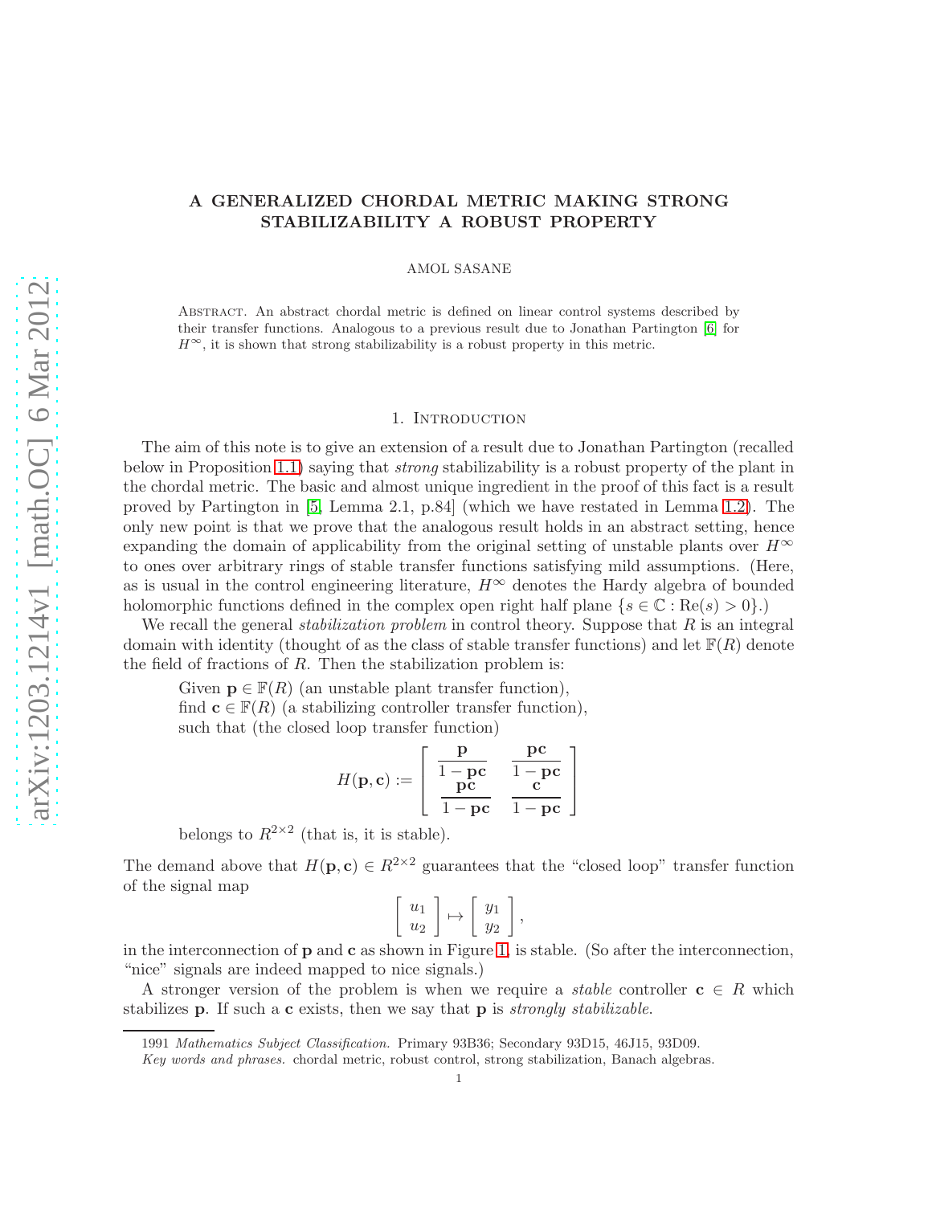# A GENERALIZED CHORDAL METRIC MAKING STRONG STABILIZABILITY A ROBUST PROPERTY

AMOL SASANE

Abstract. An abstract chordal metric is defined on linear control systems described by their transfer functions. Analogous to a previous result due to Jonathan Partington [6] for $H^\infty$, it is shown that strong stabilizability is a robust property in this metric.

## 1. Introduction

The aim of this note is to give an extension of a result due to Jonathan Partington (recalled below in Proposition 1.1) saying that *strong* stabilizability is a robust property of the plant in the chordal metric. The basic and almost unique ingredient in the proof of this fact is a result proved by Partington in [5, Lemma 2.1, p.84] (which we have restated in Lemma 1.2). The only new point is that we prove that the analogous result holds in an abstract setting, hence expanding the domain of applicability from the original setting of unstable plants over $H^\infty$ to ones over arbitrary rings of stable transfer functions satisfying mild assumptions. (Here, as is usual in the control engineering literature, $H^\infty$ denotes the Hardy algebra of bounded holomorphic functions defined in the complex open right half plane $\{s \in \mathbb{C} : \mathrm{Re}(s) > 0\}$.)

We recall the general *stabilization problem* in control theory. Suppose that $R$ is an integral domain with identity (thought of as the class of stable transfer functions) and let $\mathbb{F}(R)$ denote the field of fractions of $R$. Then the stabilization problem is:

Given $\mathbf{p} \in \mathbb{F}(R)$ (an unstable plant transfer function),
find $\mathbf{c} \in \mathbb{F}(R)$ (a stabilizing controller transfer function),
such that (the closed loop transfer function)

$$H(\mathbf{p}, \mathbf{c}) := \begin{bmatrix} \dfrac{\mathbf{p}}{1 - \mathbf{pc}} & \dfrac{\mathbf{pc}}{1 - \mathbf{pc}} \\ \dfrac{\mathbf{pc}}{1 - \mathbf{pc}} & \dfrac{\mathbf{c}}{1 - \mathbf{pc}} \end{bmatrix}$$

belongs to $R^{2\times 2}$ (that is, it is stable).

The demand above that $H(\mathbf{p}, \mathbf{c}) \in R^{2\times 2}$ guarantees that the "closed loop" transfer function of the signal map

$$\begin{bmatrix} u_1 \\ u_2 \end{bmatrix} \mapsto \begin{bmatrix} y_1 \\ y_2 \end{bmatrix},$$

in the interconnection of $\mathbf{p}$ and $\mathbf{c}$ as shown in Figure 1, is stable. (So after the interconnection, "nice" signals are indeed mapped to nice signals.)

A stronger version of the problem is when we require a *stable* controller $\mathbf{c} \in R$ which stabilizes $\mathbf{p}$. If such a $\mathbf{c}$ exists, then we say that $\mathbf{p}$ is *strongly stabilizable*.

1991 *Mathematics Subject Classification.* Primary 93B36; Secondary 93D15, 46J15, 93D09.

*Key words and phrases.* chordal metric, robust control, strong stabilization, Banach algebras.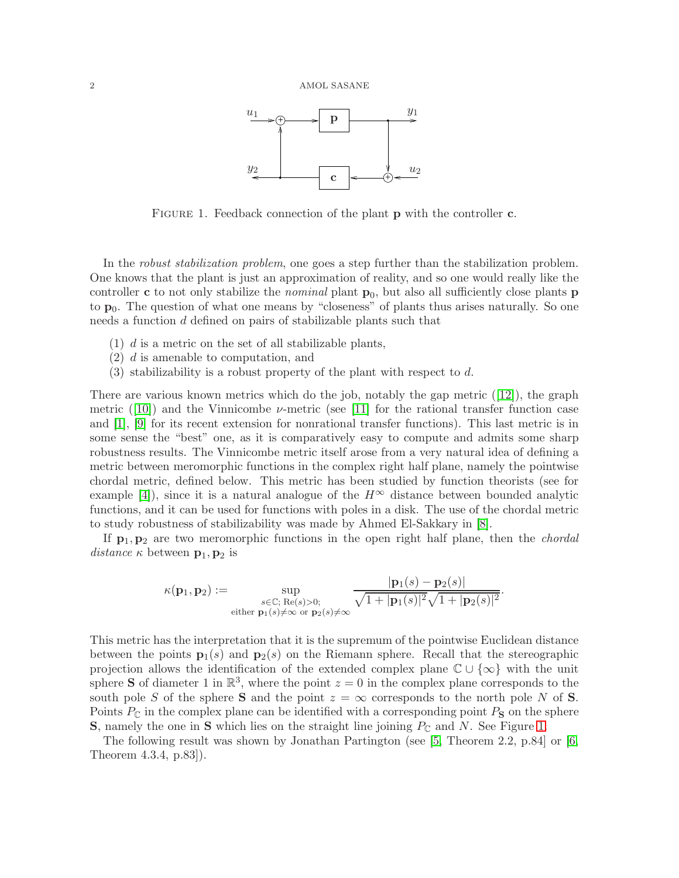FIGURE 1. Feedback connection of the plant $\mathbf{p}$ with the controller $\mathbf{c}$.

In the *robust stabilization problem*, one goes a step further than the stabilization problem. One knows that the plant is just an approximation of reality, and so one would really like the controller $\mathbf{c}$ to not only stabilize the *nominal* plant $\mathbf{p}_0$, but also all sufficiently close plants $\mathbf{p}$ to $\mathbf{p}_0$. The question of what one means by "closeness" of plants thus arises naturally. So one needs a function $d$ defined on pairs of stabilizable plants such that

(1) $d$ is a metric on the set of all stabilizable plants,
(2) $d$ is amenable to computation, and
(3) stabilizability is a robust property of the plant with respect to $d$.

There are various known metrics which do the job, notably the gap metric ([12]), the graph metric ([10]) and the Vinnicombe $\nu$-metric (see [11] for the rational transfer function case and [1], [9] for its recent extension for nonrational transfer functions). This last metric is in some sense the "best" one, as it is comparatively easy to compute and admits some sharp robustness results. The Vinnicombe metric itself arose from a very natural idea of defining a metric between meromorphic functions in the complex right half plane, namely the pointwise chordal metric, defined below. This metric has been studied by function theorists (see for example [4]), since it is a natural analogue of the $H^\infty$ distance between bounded analytic functions, and it can be used for functions with poles in a disk. The use of the chordal metric to study robustness of stabilizability was made by Ahmed El-Sakkary in [8].

If $\mathbf{p}_1, \mathbf{p}_2$ are two meromorphic functions in the open right half plane, then the *chordal distance* $\kappa$ between $\mathbf{p}_1, \mathbf{p}_2$ is

$$\kappa(\mathbf{p}_1, \mathbf{p}_2) := \sup_{\substack{s \in \mathbb{C};\ \mathrm{Re}(s)>0; \\ \text{either } \mathbf{p}_1(s) \neq \infty \text{ or } \mathbf{p}_2(s) \neq \infty}} \frac{|\mathbf{p}_1(s) - \mathbf{p}_2(s)|}{\sqrt{1+|\mathbf{p}_1(s)|^2}\sqrt{1+|\mathbf{p}_2(s)|^2}}.$$

This metric has the interpretation that it is the supremum of the pointwise Euclidean distance between the points $\mathbf{p}_1(s)$ and $\mathbf{p}_2(s)$ on the Riemann sphere. Recall that the stereographic projection allows the identification of the extended complex plane $\mathbb{C} \cup \{\infty\}$ with the unit sphere $\mathbf{S}$ of diameter 1 in $\mathbb{R}^3$, where the point $z = 0$ in the complex plane corresponds to the south pole $S$ of the sphere $\mathbf{S}$ and the point $z = \infty$ corresponds to the north pole $N$ of $\mathbf{S}$. Points $P_{\mathbb{C}}$ in the complex plane can be identified with a corresponding point $P_{\mathbf{S}}$ on the sphere $\mathbf{S}$, namely the one in $\mathbf{S}$ which lies on the straight line joining $P_{\mathbb{C}}$ and $N$. See Figure 1.

The following result was shown by Jonathan Partington (see [5, Theorem 2.2, p.84] or [6, Theorem 4.3.4, p.83]).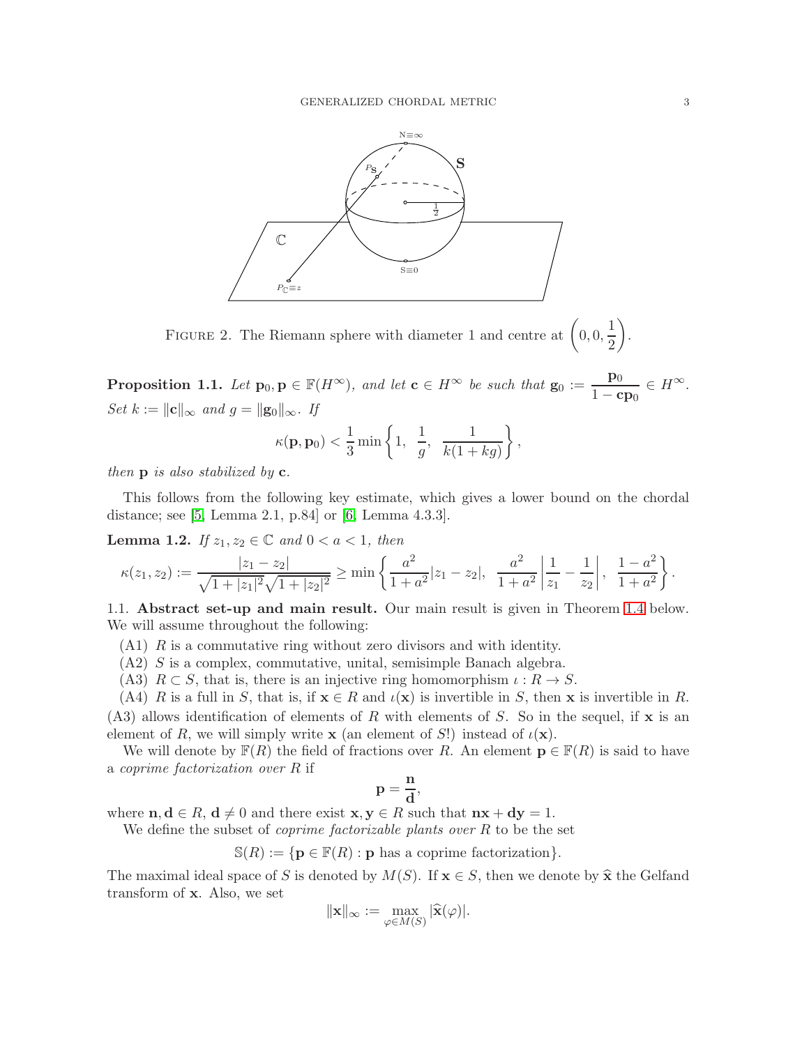FIGURE 2. The Riemann sphere with diameter 1 and centre at $\left(0, 0, \dfrac{1}{2}\right)$.

**Proposition 1.1.** *Let $\mathbf{p}_0, \mathbf{p} \in \mathbb{F}(H^\infty)$, and let $\mathbf{c} \in H^\infty$ be such that $\mathbf{g}_0 := \dfrac{\mathbf{p}_0}{1 - \mathbf{c}\mathbf{p}_0} \in H^\infty$. Set $k := \|\mathbf{c}\|_\infty$ and $g = \|\mathbf{g}_0\|_\infty$. If*

$$\kappa(\mathbf{p}, \mathbf{p}_0) < \frac{1}{3} \min\left\{1, \;\; \frac{1}{g}, \;\; \frac{1}{k(1 + kg)}\right\},$$

*then $\mathbf{p}$ is also stabilized by $\mathbf{c}$.*

This follows from the following key estimate, which gives a lower bound on the chordal distance; see [5, Lemma 2.1, p.84] or [6, Lemma 4.3.3].

**Lemma 1.2.** *If $z_1, z_2 \in \mathbb{C}$ and $0 < a < 1$, then*

$$\kappa(z_1, z_2) := \frac{|z_1 - z_2|}{\sqrt{1 + |z_1|^2}\sqrt{1 + |z_2|^2}} \geq \min\left\{\frac{a^2}{1 + a^2}|z_1 - z_2|, \;\; \frac{a^2}{1 + a^2}\left|\frac{1}{z_1} - \frac{1}{z_2}\right|, \;\; \frac{1 - a^2}{1 + a^2}\right\}.$$

### 1.1. Abstract set-up and main result.

Our main result is given in Theorem 1.4 below. We will assume throughout the following:

(A1) $R$ is a commutative ring without zero divisors and with identity.

(A2) $S$ is a complex, commutative, unital, semisimple Banach algebra.

(A3) $R \subset S$, that is, there is an injective ring homomorphism $\iota : R \to S$.

(A4) $R$ is a full in $S$, that is, if $\mathbf{x} \in R$ and $\iota(\mathbf{x})$ is invertible in $S$, then $\mathbf{x}$ is invertible in $R$.

(A3) allows identification of elements of $R$ with elements of $S$. So in the sequel, if $\mathbf{x}$ is an element of $R$, we will simply write $\mathbf{x}$ (an element of $S$!) instead of $\iota(\mathbf{x})$.

We will denote by $\mathbb{F}(R)$ the field of fractions over $R$. An element $\mathbf{p} \in \mathbb{F}(R)$ is said to have a *coprime factorization over* $R$ if

$$\mathbf{p} = \frac{\mathbf{n}}{\mathbf{d}},$$

where $\mathbf{n}, \mathbf{d} \in R$, $\mathbf{d} \neq 0$ and there exist $\mathbf{x}, \mathbf{y} \in R$ such that $\mathbf{n}\mathbf{x} + \mathbf{d}\mathbf{y} = 1$.

We define the subset of *coprime factorizable plants over* $R$ to be the set

$$\mathbb{S}(R) := \{\mathbf{p} \in \mathbb{F}(R) : \mathbf{p} \text{ has a coprime factorization}\}.$$

The maximal ideal space of $S$ is denoted by $M(S)$. If $\mathbf{x} \in S$, then we denote by $\widehat{\mathbf{x}}$ the Gelfand transform of $\mathbf{x}$. Also, we set

$$\|\mathbf{x}\|_\infty := \max_{\varphi \in M(S)} |\widehat{\mathbf{x}}(\varphi)|.$$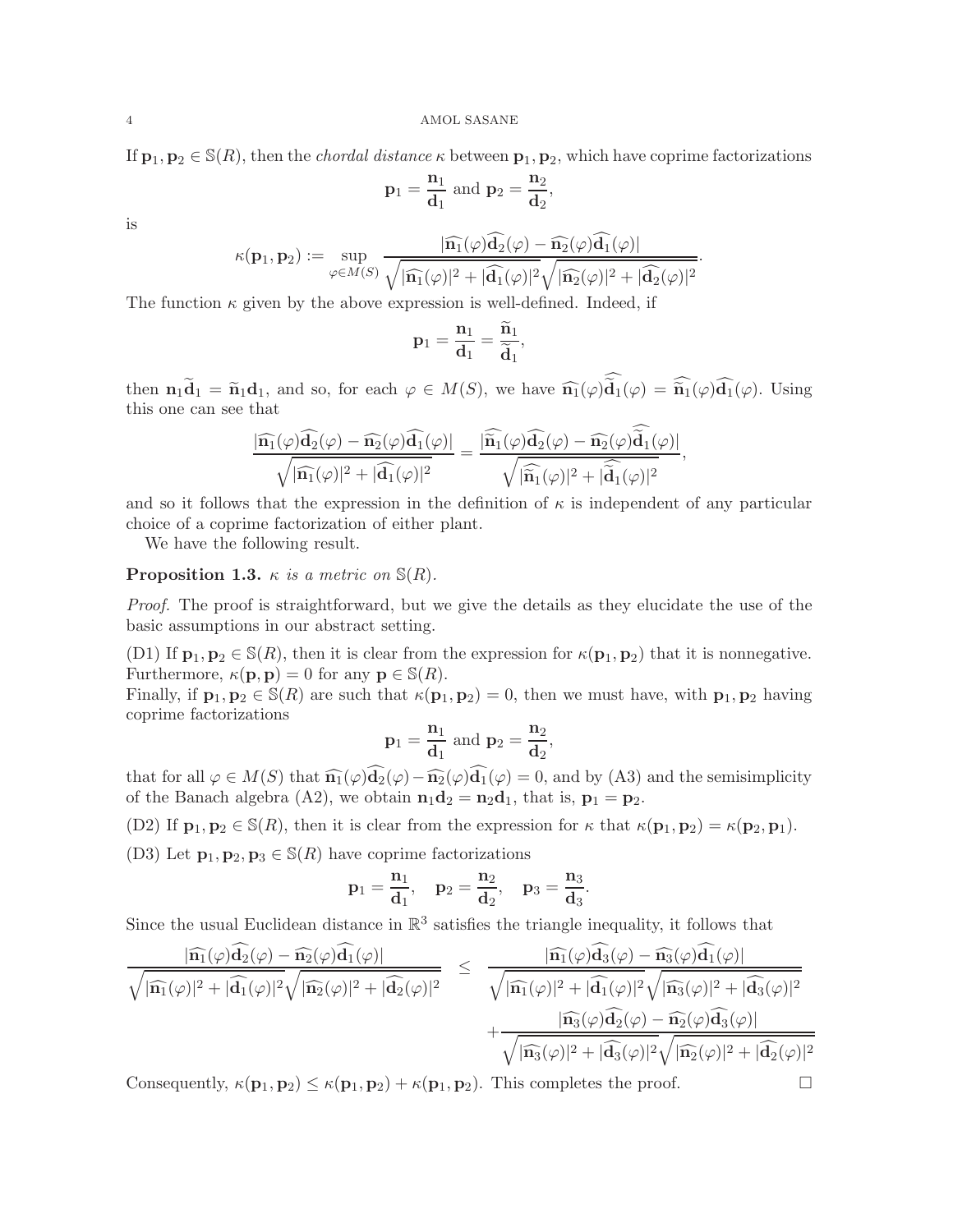If $\mathbf{p}_1, \mathbf{p}_2 \in \mathbb{S}(R)$, then the *chordal distance* $\kappa$ between $\mathbf{p}_1, \mathbf{p}_2$, which have coprime factorizations

$$\mathbf{p}_1 = \frac{\mathbf{n}_1}{\mathbf{d}_1} \text{ and } \mathbf{p}_2 = \frac{\mathbf{n}_2}{\mathbf{d}_2},$$

is

$$\kappa(\mathbf{p}_1, \mathbf{p}_2) := \sup_{\varphi \in M(S)} \frac{|\widehat{\mathbf{n}_1}(\varphi)\widehat{\mathbf{d}_2}(\varphi) - \widehat{\mathbf{n}_2}(\varphi)\widehat{\mathbf{d}_1}(\varphi)|}{\sqrt{|\widehat{\mathbf{n}_1}(\varphi)|^2 + |\widehat{\mathbf{d}_1}(\varphi)|^2}\sqrt{|\widehat{\mathbf{n}_2}(\varphi)|^2 + |\widehat{\mathbf{d}_2}(\varphi)|^2}}.$$

The function $\kappa$ given by the above expression is well-defined. Indeed, if

$$\mathbf{p}_1 = \frac{\mathbf{n}_1}{\mathbf{d}_1} = \frac{\widetilde{\mathbf{n}}_1}{\widetilde{\mathbf{d}}_1},$$

then $\mathbf{n}_1 \widetilde{\mathbf{d}}_1 = \widetilde{\mathbf{n}}_1 \mathbf{d}_1$, and so, for each $\varphi \in M(S)$, we have $\widehat{\mathbf{n}_1}(\varphi)\widehat{\widetilde{\mathbf{d}}_1}(\varphi) = \widehat{\widetilde{\mathbf{n}}_1}(\varphi)\widehat{\mathbf{d}_1}(\varphi)$. Using this one can see that

$$\frac{|\widehat{\mathbf{n}_1}(\varphi)\widehat{\mathbf{d}_2}(\varphi) - \widehat{\mathbf{n}_2}(\varphi)\widehat{\mathbf{d}_1}(\varphi)|}{\sqrt{|\widehat{\mathbf{n}_1}(\varphi)|^2 + |\widehat{\mathbf{d}_1}(\varphi)|^2}} = \frac{|\widehat{\widetilde{\mathbf{n}}_1}(\varphi)\widehat{\mathbf{d}_2}(\varphi) - \widehat{\mathbf{n}_2}(\varphi)\widehat{\widetilde{\mathbf{d}}_1}(\varphi)|}{\sqrt{|\widehat{\widetilde{\mathbf{n}}_1}(\varphi)|^2 + |\widehat{\widetilde{\mathbf{d}}_1}(\varphi)|^2}},$$

and so it follows that the expression in the definition of $\kappa$ is independent of any particular choice of a coprime factorization of either plant.

We have the following result.

**Proposition 1.3.** *$\kappa$ is a metric on $\mathbb{S}(R)$.*

*Proof.* The proof is straightforward, but we give the details as they elucidate the use of the basic assumptions in our abstract setting.

(D1) If $\mathbf{p}_1, \mathbf{p}_2 \in \mathbb{S}(R)$, then it is clear from the expression for $\kappa(\mathbf{p}_1, \mathbf{p}_2)$ that it is nonnegative. Furthermore, $\kappa(\mathbf{p}, \mathbf{p}) = 0$ for any $\mathbf{p} \in \mathbb{S}(R)$.
Finally, if $\mathbf{p}_1, \mathbf{p}_2 \in \mathbb{S}(R)$ are such that $\kappa(\mathbf{p}_1, \mathbf{p}_2) = 0$, then we must have, with $\mathbf{p}_1, \mathbf{p}_2$ having coprime factorizations

$$\mathbf{p}_1 = \frac{\mathbf{n}_1}{\mathbf{d}_1} \text{ and } \mathbf{p}_2 = \frac{\mathbf{n}_2}{\mathbf{d}_2},$$

that for all $\varphi \in M(S)$ that $\widehat{\mathbf{n}_1}(\varphi)\widehat{\mathbf{d}_2}(\varphi) - \widehat{\mathbf{n}_2}(\varphi)\widehat{\mathbf{d}_1}(\varphi) = 0$, and by (A3) and the semisimplicity of the Banach algebra (A2), we obtain $\mathbf{n}_1\mathbf{d}_2 = \mathbf{n}_2\mathbf{d}_1$, that is, $\mathbf{p}_1 = \mathbf{p}_2$.

(D2) If $\mathbf{p}_1, \mathbf{p}_2 \in \mathbb{S}(R)$, then it is clear from the expression for $\kappa$ that $\kappa(\mathbf{p}_1, \mathbf{p}_2) = \kappa(\mathbf{p}_2, \mathbf{p}_1)$.

(D3) Let $\mathbf{p}_1, \mathbf{p}_2, \mathbf{p}_3 \in \mathbb{S}(R)$ have coprime factorizations

$$\mathbf{p}_1 = \frac{\mathbf{n}_1}{\mathbf{d}_1}, \quad \mathbf{p}_2 = \frac{\mathbf{n}_2}{\mathbf{d}_2}, \quad \mathbf{p}_3 = \frac{\mathbf{n}_3}{\mathbf{d}_3}.$$

Since the usual Euclidean distance in $\mathbb{R}^3$ satisfies the triangle inequality, it follows that

$$\begin{aligned}
\frac{|\widehat{\mathbf{n}_1}(\varphi)\widehat{\mathbf{d}_2}(\varphi) - \widehat{\mathbf{n}_2}(\varphi)\widehat{\mathbf{d}_1}(\varphi)|}{\sqrt{|\widehat{\mathbf{n}_1}(\varphi)|^2 + |\widehat{\mathbf{d}_1}(\varphi)|^2}\sqrt{|\widehat{\mathbf{n}_2}(\varphi)|^2 + |\widehat{\mathbf{d}_2}(\varphi)|^2}} \quad \leq \quad & \frac{|\widehat{\mathbf{n}_1}(\varphi)\widehat{\mathbf{d}_3}(\varphi) - \widehat{\mathbf{n}_3}(\varphi)\widehat{\mathbf{d}_1}(\varphi)|}{\sqrt{|\widehat{\mathbf{n}_1}(\varphi)|^2 + |\widehat{\mathbf{d}_1}(\varphi)|^2}\sqrt{|\widehat{\mathbf{n}_3}(\varphi)|^2 + |\widehat{\mathbf{d}_3}(\varphi)|^2}} \\
& + \frac{|\widehat{\mathbf{n}_3}(\varphi)\widehat{\mathbf{d}_2}(\varphi) - \widehat{\mathbf{n}_2}(\varphi)\widehat{\mathbf{d}_3}(\varphi)|}{\sqrt{|\widehat{\mathbf{n}_3}(\varphi)|^2 + |\widehat{\mathbf{d}_3}(\varphi)|^2}\sqrt{|\widehat{\mathbf{n}_2}(\varphi)|^2 + |\widehat{\mathbf{d}_2}(\varphi)|^2}}
\end{aligned}$$

Consequently, $\kappa(\mathbf{p}_1, \mathbf{p}_2) \leq \kappa(\mathbf{p}_1, \mathbf{p}_2) + \kappa(\mathbf{p}_1, \mathbf{p}_2)$. This completes the proof. $\square$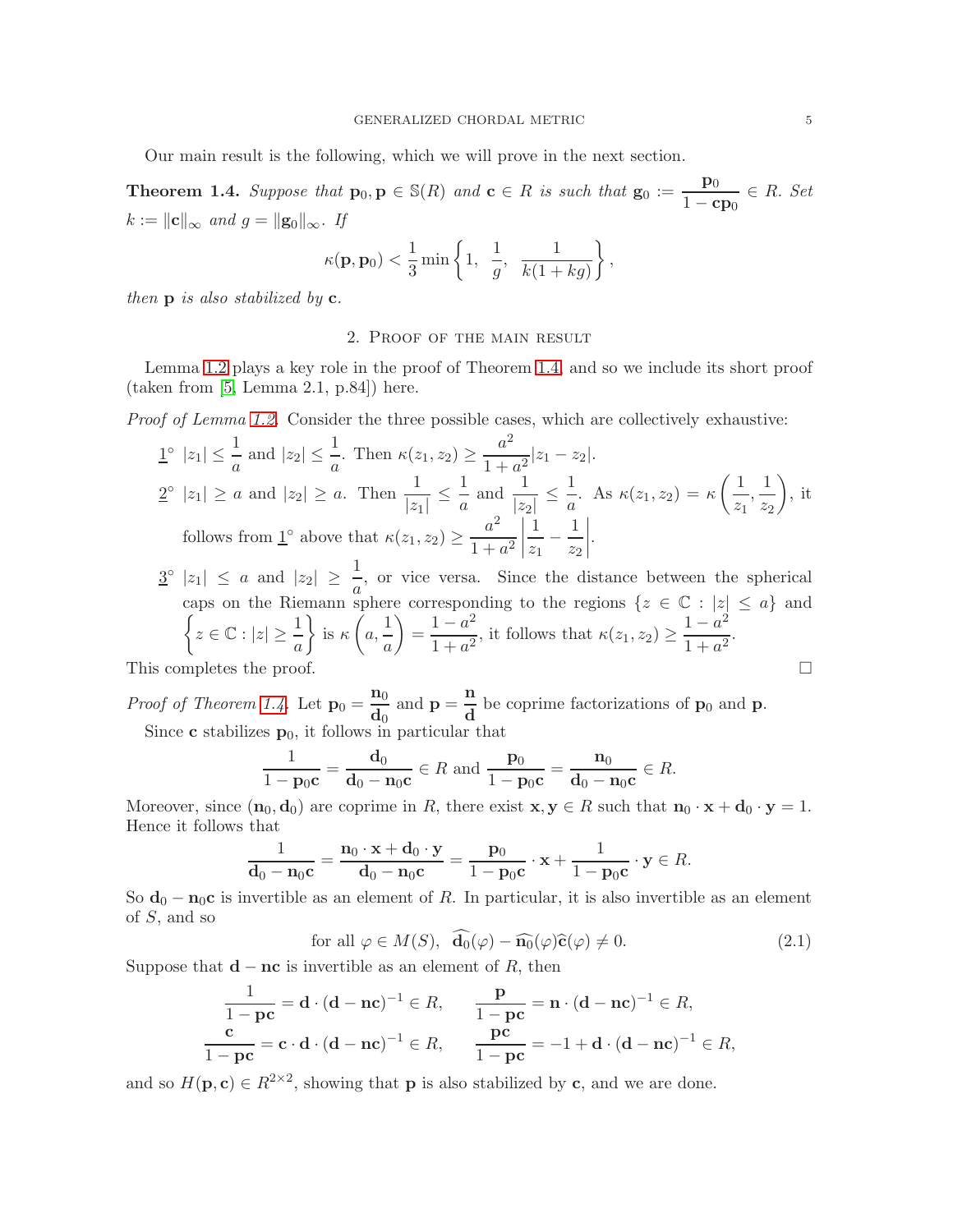Our main result is the following, which we will prove in the next section.

**Theorem 1.4.** *Suppose that* $\mathbf{p}_0, \mathbf{p} \in \mathbb{S}(R)$ *and* $\mathbf{c} \in R$ *is such that* $\mathbf{g}_0 := \dfrac{\mathbf{p}_0}{1-\mathbf{c}\mathbf{p}_0} \in R$. *Set* $k := \|\mathbf{c}\|_\infty$ *and* $g = \|\mathbf{g}_0\|_\infty$. *If*

$$\kappa(\mathbf{p}, \mathbf{p}_0) < \frac{1}{3} \min\left\{1, \ \frac{1}{g}, \ \frac{1}{k(1+kg)}\right\},$$

*then* $\mathbf{p}$ *is also stabilized by* $\mathbf{c}$.

## 2. Proof of the main result

Lemma 1.2 plays a key role in the proof of Theorem 1.4, and so we include its short proof (taken from [5, Lemma 2.1, p.84]) here.

*Proof of Lemma 1.2.* Consider the three possible cases, which are collectively exhaustive:

$\underline{1}^\circ$ $|z_1| \leq \dfrac{1}{a}$ and $|z_2| \leq \dfrac{1}{a}$. Then $\kappa(z_1, z_2) \geq \dfrac{a^2}{1+a^2}|z_1 - z_2|$.

$\underline{2}^\circ$ $|z_1| \geq a$ and $|z_2| \geq a$. Then $\dfrac{1}{|z_1|} \leq \dfrac{1}{a}$ and $\dfrac{1}{|z_2|} \leq \dfrac{1}{a}$. As $\kappa(z_1, z_2) = \kappa\left(\dfrac{1}{z_1}, \dfrac{1}{z_2}\right)$, it follows from $\underline{1}^\circ$ above that $\kappa(z_1, z_2) \geq \dfrac{a^2}{1+a^2}\left|\dfrac{1}{z_1} - \dfrac{1}{z_2}\right|$.

$\underline{3}^\circ$ $|z_1| \leq a$ and $|z_2| \geq \dfrac{1}{a}$, or vice versa. Since the distance between the spherical caps on the Riemann sphere corresponding to the regions $\{z \in \mathbb{C} : |z| \leq a\}$ and $\left\{z \in \mathbb{C} : |z| \geq \dfrac{1}{a}\right\}$ is $\kappa\left(a, \dfrac{1}{a}\right) = \dfrac{1-a^2}{1+a^2}$, it follows that $\kappa(z_1, z_2) \geq \dfrac{1-a^2}{1+a^2}$.

This completes the proof. □

*Proof of Theorem 1.4.* Let $\mathbf{p}_0 = \dfrac{\mathbf{n}_0}{\mathbf{d}_0}$ and $\mathbf{p} = \dfrac{\mathbf{n}}{\mathbf{d}}$ be coprime factorizations of $\mathbf{p}_0$ and $\mathbf{p}$.

Since $\mathbf{c}$ stabilizes $\mathbf{p}_0$, it follows in particular that

$$\frac{1}{1-\mathbf{p}_0\mathbf{c}} = \frac{\mathbf{d}_0}{\mathbf{d}_0 - \mathbf{n}_0\mathbf{c}} \in R \text{ and } \frac{\mathbf{p}_0}{1-\mathbf{p}_0\mathbf{c}} = \frac{\mathbf{n}_0}{\mathbf{d}_0 - \mathbf{n}_0\mathbf{c}} \in R.$$

Moreover, since $(\mathbf{n}_0, \mathbf{d}_0)$ are coprime in $R$, there exist $\mathbf{x}, \mathbf{y} \in R$ such that $\mathbf{n}_0 \cdot \mathbf{x} + \mathbf{d}_0 \cdot \mathbf{y} = 1$. Hence it follows that

$$\frac{1}{\mathbf{d}_0 - \mathbf{n}_0\mathbf{c}} = \frac{\mathbf{n}_0 \cdot \mathbf{x} + \mathbf{d}_0 \cdot \mathbf{y}}{\mathbf{d}_0 - \mathbf{n}_0\mathbf{c}} = \frac{\mathbf{p}_0}{1-\mathbf{p}_0\mathbf{c}} \cdot \mathbf{x} + \frac{1}{1-\mathbf{p}_0\mathbf{c}} \cdot \mathbf{y} \in R.$$

So $\mathbf{d}_0 - \mathbf{n}_0\mathbf{c}$ is invertible as an element of $R$. In particular, it is also invertible as an element of $S$, and so

$$\text{for all } \varphi \in M(S), \ \ \widehat{\mathbf{d}_0}(\varphi) - \widehat{\mathbf{n}_0}(\varphi)\widehat{\mathbf{c}}(\varphi) \neq 0. \tag{2.1}$$

Suppose that $\mathbf{d} - \mathbf{n}\mathbf{c}$ is invertible as an element of $R$, then

$$\frac{1}{1-\mathbf{p}\mathbf{c}} = \mathbf{d} \cdot (\mathbf{d} - \mathbf{n}\mathbf{c})^{-1} \in R, \qquad \frac{\mathbf{p}}{1-\mathbf{p}\mathbf{c}} = \mathbf{n} \cdot (\mathbf{d} - \mathbf{n}\mathbf{c})^{-1} \in R,$$

$$\frac{\mathbf{c}}{1-\mathbf{p}\mathbf{c}} = \mathbf{c} \cdot \mathbf{d} \cdot (\mathbf{d} - \mathbf{n}\mathbf{c})^{-1} \in R, \qquad \frac{\mathbf{p}\mathbf{c}}{1-\mathbf{p}\mathbf{c}} = -1 + \mathbf{d} \cdot (\mathbf{d} - \mathbf{n}\mathbf{c})^{-1} \in R,$$

and so $H(\mathbf{p}, \mathbf{c}) \in R^{2\times 2}$, showing that $\mathbf{p}$ is also stabilized by $\mathbf{c}$, and we are done.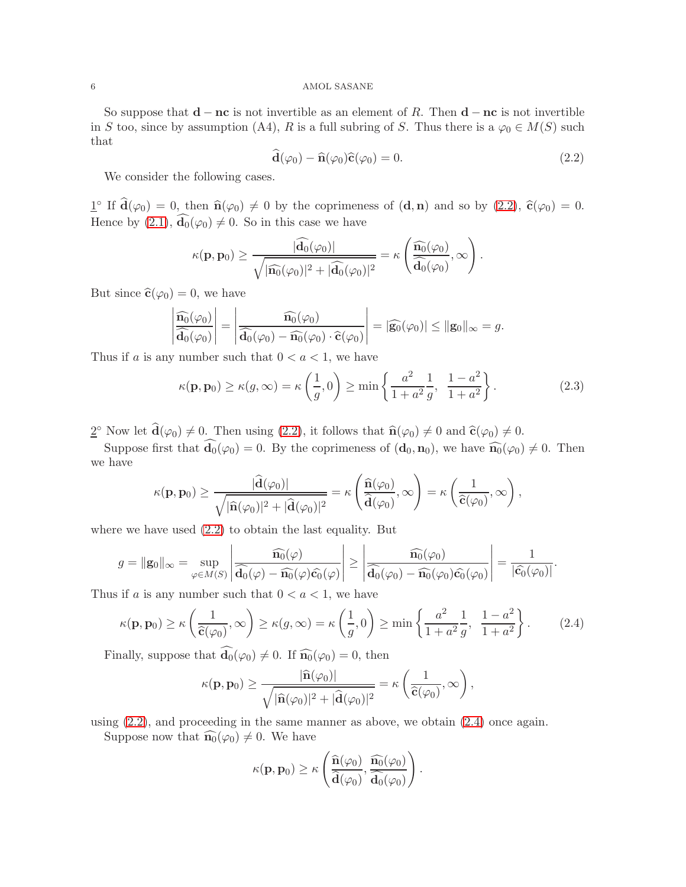So suppose that $\mathbf{d} - \mathbf{n}\mathbf{c}$ is not invertible as an element of $R$. Then $\mathbf{d} - \mathbf{n}\mathbf{c}$ is not invertible in $S$ too, since by assumption (A4), $R$ is a full subring of $S$. Thus there is a $\varphi_0 \in M(S)$ such that

$$\widehat{\mathbf{d}}(\varphi_0) - \widehat{\mathbf{n}}(\varphi_0)\widehat{\mathbf{c}}(\varphi_0) = 0. \tag{2.2}$$

We consider the following cases.

$\underline{1}^\circ$ If $\widehat{\mathbf{d}}(\varphi_0) = 0$, then $\widehat{\mathbf{n}}(\varphi_0) \neq 0$ by the coprimeness of $(\mathbf{d}, \mathbf{n})$ and so by (2.2), $\widehat{\mathbf{c}}(\varphi_0) = 0$. Hence by (2.1), $\widehat{\mathbf{d}_0}(\varphi_0) \neq 0$. So in this case we have

$$\kappa(\mathbf{p}, \mathbf{p}_0) \geq \frac{|\widehat{\mathbf{d}_0}(\varphi_0)|}{\sqrt{|\widehat{\mathbf{n}_0}(\varphi_0)|^2 + |\widehat{\mathbf{d}_0}(\varphi_0)|^2}} = \kappa\left(\frac{\widehat{\mathbf{n}_0}(\varphi_0)}{\widehat{\mathbf{d}_0}(\varphi_0)}, \infty\right).$$

But since $\widehat{\mathbf{c}}(\varphi_0) = 0$, we have

$$\left|\frac{\widehat{\mathbf{n}_0}(\varphi_0)}{\widehat{\mathbf{d}_0}(\varphi_0)}\right| = \left|\frac{\widehat{\mathbf{n}_0}(\varphi_0)}{\widehat{\mathbf{d}_0}(\varphi_0) - \widehat{\mathbf{n}_0}(\varphi_0) \cdot \widehat{\mathbf{c}}(\varphi_0)}\right| = |\widehat{\mathbf{g}_0}(\varphi_0)| \leq \|\mathbf{g}_0\|_\infty = g.$$

Thus if $a$ is any number such that $0 < a < 1$, we have

$$\kappa(\mathbf{p}, \mathbf{p}_0) \geq \kappa(g, \infty) = \kappa\left(\frac{1}{g}, 0\right) \geq \min\left\{\frac{a^2}{1+a^2}\frac{1}{g}, \ \frac{1-a^2}{1+a^2}\right\}. \tag{2.3}$$

$\underline{2}^\circ$ Now let $\widehat{\mathbf{d}}(\varphi_0) \neq 0$. Then using (2.2), it follows that $\widehat{\mathbf{n}}(\varphi_0) \neq 0$ and $\widehat{\mathbf{c}}(\varphi_0) \neq 0$.

Suppose first that $\widehat{\mathbf{d}_0}(\varphi_0) = 0$. By the coprimeness of $(\mathbf{d}_0, \mathbf{n}_0)$, we have $\widehat{\mathbf{n}_0}(\varphi_0) \neq 0$. Then we have

$$\kappa(\mathbf{p}, \mathbf{p}_0) \geq \frac{|\widehat{\mathbf{d}}(\varphi_0)|}{\sqrt{|\widehat{\mathbf{n}}(\varphi_0)|^2 + |\widehat{\mathbf{d}}(\varphi_0)|^2}} = \kappa\left(\frac{\widehat{\mathbf{n}}(\varphi_0)}{\widehat{\mathbf{d}}(\varphi_0)}, \infty\right) = \kappa\left(\frac{1}{\widehat{\mathbf{c}}(\varphi_0)}, \infty\right),$$

where we have used (2.2) to obtain the last equality. But

$$g = \|\mathbf{g}_0\|_\infty = \sup_{\varphi \in M(S)} \left|\frac{\widehat{\mathbf{n}_0}(\varphi)}{\widehat{\mathbf{d}_0}(\varphi) - \widehat{\mathbf{n}_0}(\varphi)\widehat{\mathbf{c}_0}(\varphi)}\right| \geq \left|\frac{\widehat{\mathbf{n}_0}(\varphi_0)}{\widehat{\mathbf{d}_0}(\varphi_0) - \widehat{\mathbf{n}_0}(\varphi_0)\widehat{\mathbf{c}_0}(\varphi_0)}\right| = \frac{1}{|\widehat{\mathbf{c}_0}(\varphi_0)|}.$$

Thus if $a$ is any number such that $0 < a < 1$, we have

$$\kappa(\mathbf{p}, \mathbf{p}_0) \geq \kappa\left(\frac{1}{\widehat{\mathbf{c}}(\varphi_0)}, \infty\right) \geq \kappa(g, \infty) = \kappa\left(\frac{1}{g}, 0\right) \geq \min\left\{\frac{a^2}{1+a^2}\frac{1}{g}, \ \frac{1-a^2}{1+a^2}\right\}. \tag{2.4}$$

Finally, suppose that $\widehat{\mathbf{d}_0}(\varphi_0) \neq 0$. If $\widehat{\mathbf{n}_0}(\varphi_0) = 0$, then

$$\kappa(\mathbf{p}, \mathbf{p}_0) \geq \frac{|\widehat{\mathbf{n}}(\varphi_0)|}{\sqrt{|\widehat{\mathbf{n}}(\varphi_0)|^2 + |\widehat{\mathbf{d}}(\varphi_0)|^2}} = \kappa\left(\frac{1}{\widehat{\mathbf{c}}(\varphi_0)}, \infty\right),$$

using (2.2), and proceeding in the same manner as above, we obtain (2.4) once again.

Suppose now that $\widehat{\mathbf{n}_0}(\varphi_0) \neq 0$. We have

$$\kappa(\mathbf{p}, \mathbf{p}_0) \geq \kappa\left(\frac{\widehat{\mathbf{n}}(\varphi_0)}{\widehat{\mathbf{d}}(\varphi_0)}, \frac{\widehat{\mathbf{n}_0}(\varphi_0)}{\widehat{\mathbf{d}_0}(\varphi_0)}\right).$$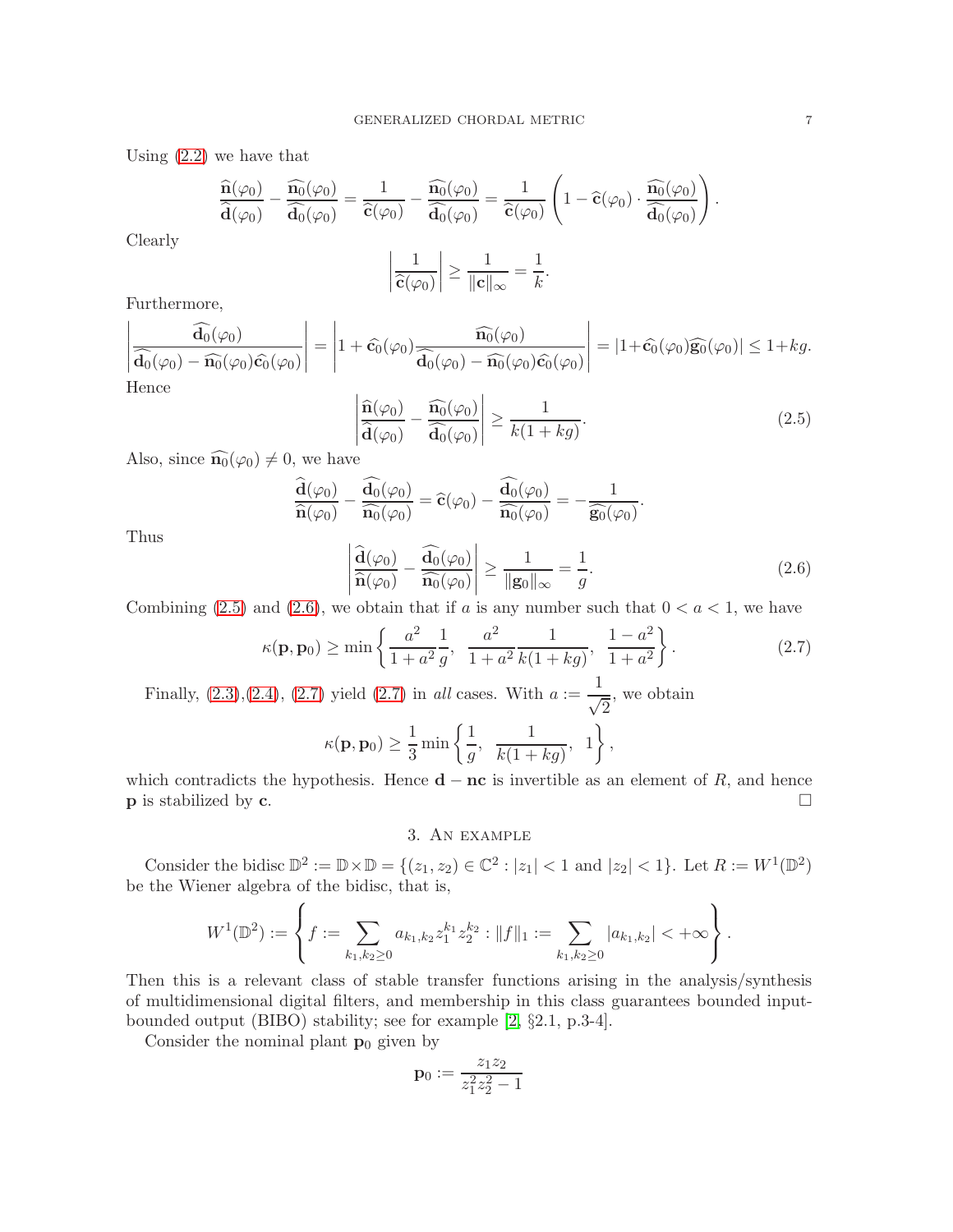Using (2.2) we have that

$$\frac{\widehat{\mathbf{n}}(\varphi_0)}{\widehat{\mathbf{d}}(\varphi_0)} - \frac{\widehat{\mathbf{n}_0}(\varphi_0)}{\widehat{\mathbf{d}_0}(\varphi_0)} = \frac{1}{\widehat{\mathbf{c}}(\varphi_0)} - \frac{\widehat{\mathbf{n}_0}(\varphi_0)}{\widehat{\mathbf{d}_0}(\varphi_0)} = \frac{1}{\widehat{\mathbf{c}}(\varphi_0)}\left(1 - \widehat{\mathbf{c}}(\varphi_0)\cdot\frac{\widehat{\mathbf{n}_0}(\varphi_0)}{\widehat{\mathbf{d}_0}(\varphi_0)}\right).$$

Clearly

$$\left|\frac{1}{\widehat{\mathbf{c}}(\varphi_0)}\right| \geq \frac{1}{\|\mathbf{c}\|_\infty} = \frac{1}{k}.$$

Furthermore,

$$\left|\frac{\widehat{\mathbf{d}_0}(\varphi_0)}{\widehat{\mathbf{d}_0}(\varphi_0) - \widehat{\mathbf{n}_0}(\varphi_0)\widehat{\mathbf{c}_0}(\varphi_0)}\right| = \left|1 + \widehat{\mathbf{c}_0}(\varphi_0)\frac{\widehat{\mathbf{n}_0}(\varphi_0)}{\widehat{\mathbf{d}_0}(\varphi_0) - \widehat{\mathbf{n}_0}(\varphi_0)\widehat{\mathbf{c}_0}(\varphi_0)}\right| = |1 + \widehat{\mathbf{c}_0}(\varphi_0)\widehat{\mathbf{g}_0}(\varphi_0)| \leq 1 + kg.$$

Hence

$$\left|\frac{\widehat{\mathbf{n}}(\varphi_0)}{\widehat{\mathbf{d}}(\varphi_0)} - \frac{\widehat{\mathbf{n}_0}(\varphi_0)}{\widehat{\mathbf{d}_0}(\varphi_0)}\right| \geq \frac{1}{k(1+kg)}. \tag{2.5}$$

Also, since $\widehat{\mathbf{n}_0}(\varphi_0) \neq 0$, we have

$$\frac{\widehat{\mathbf{d}}(\varphi_0)}{\widehat{\mathbf{n}}(\varphi_0)} - \frac{\widehat{\mathbf{d}_0}(\varphi_0)}{\widehat{\mathbf{n}_0}(\varphi_0)} = \widehat{\mathbf{c}}(\varphi_0) - \frac{\widehat{\mathbf{d}_0}(\varphi_0)}{\widehat{\mathbf{n}_0}(\varphi_0)} = -\frac{1}{\widehat{\mathbf{g}_0}(\varphi_0)}.$$

Thus

$$\left|\frac{\widehat{\mathbf{d}}(\varphi_0)}{\widehat{\mathbf{n}}(\varphi_0)} - \frac{\widehat{\mathbf{d}_0}(\varphi_0)}{\widehat{\mathbf{n}_0}(\varphi_0)}\right| \geq \frac{1}{\|\mathbf{g}_0\|_\infty} = \frac{1}{g}. \tag{2.6}$$

Combining (2.5) and (2.6), we obtain that if $a$ is any number such that $0 < a < 1$, we have

$$\kappa(\mathbf{p}, \mathbf{p}_0) \geq \min\left\{\frac{a^2}{1+a^2}\frac{1}{g},\ \ \frac{a^2}{1+a^2}\frac{1}{k(1+kg)},\ \ \frac{1-a^2}{1+a^2}\right\}. \tag{2.7}$$

Finally, (2.3),(2.4), (2.7) yield (2.7) in *all* cases. With $a := \dfrac{1}{\sqrt{2}}$, we obtain

$$\kappa(\mathbf{p}, \mathbf{p}_0) \geq \frac{1}{3}\min\left\{\frac{1}{g},\ \ \frac{1}{k(1+kg)},\ \ 1\right\},$$

which contradicts the hypothesis. Hence $\mathbf{d} - \mathbf{nc}$ is invertible as an element of $R$, and hence $\mathbf{p}$ is stabilized by $\mathbf{c}$. □

## 3. An example

Consider the bidisc $\mathbb{D}^2 := \mathbb{D}\times\mathbb{D} = \{(z_1, z_2) \in \mathbb{C}^2 : |z_1| < 1 \text{ and } |z_2| < 1\}$. Let $R := W^1(\mathbb{D}^2)$ be the Wiener algebra of the bidisc, that is,

$$W^1(\mathbb{D}^2) := \left\{ f := \sum_{k_1,k_2\geq 0} a_{k_1,k_2} z_1^{k_1} z_2^{k_2} : \|f\|_1 := \sum_{k_1,k_2\geq 0} |a_{k_1,k_2}| < +\infty \right\}.$$

Then this is a relevant class of stable transfer functions arising in the analysis/synthesis of multidimensional digital filters, and membership in this class guarantees bounded input-bounded output (BIBO) stability; see for example [2, §2.1, p.3-4].

Consider the nominal plant $\mathbf{p}_0$ given by

$$\mathbf{p}_0 := \frac{z_1 z_2}{z_1^2 z_2^2 - 1}$$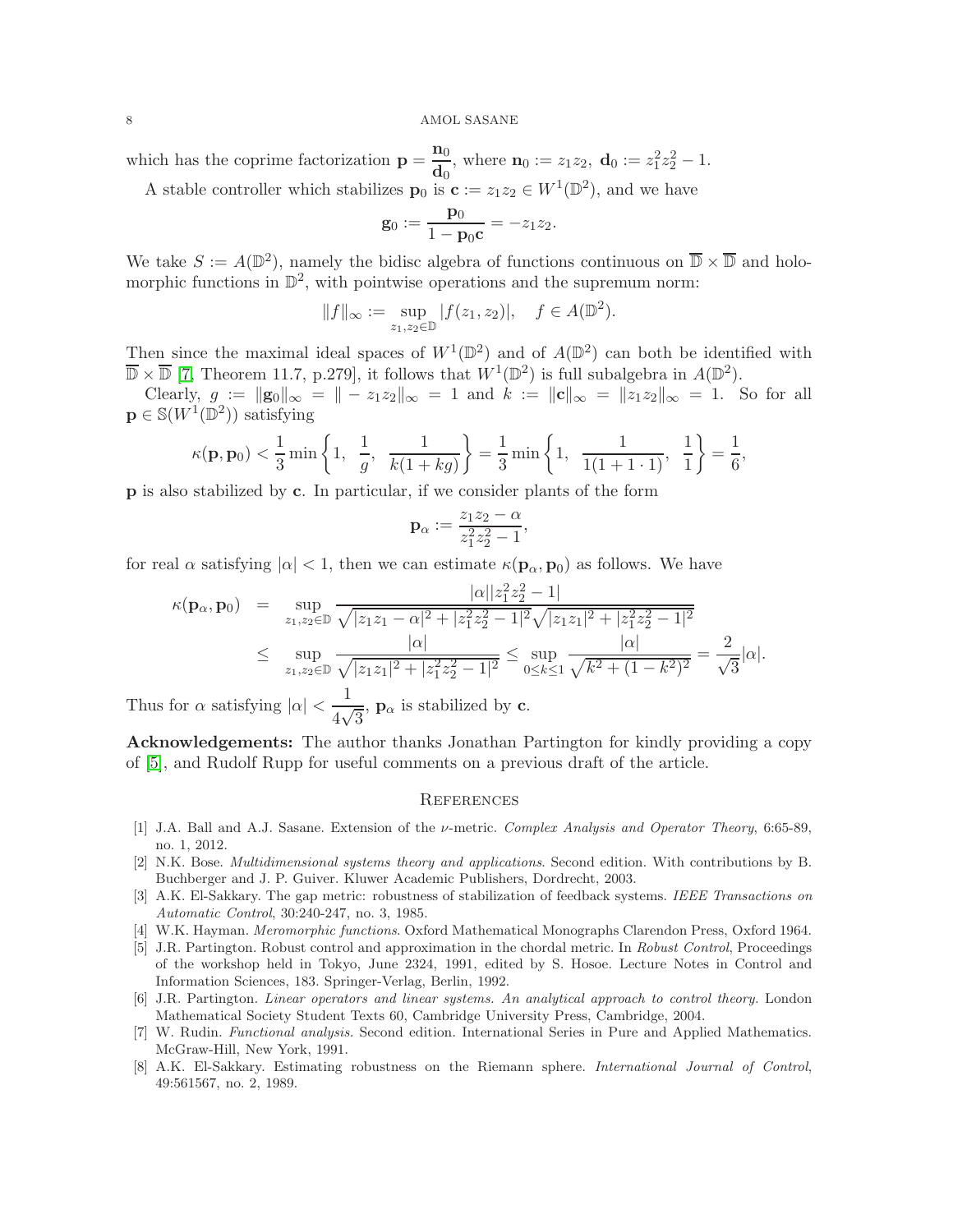which has the coprime factorization $\mathbf{p} = \dfrac{\mathbf{n}_0}{\mathbf{d}_0}$, where $\mathbf{n}_0 := z_1 z_2$, $\mathbf{d}_0 := z_1^2 z_2^2 - 1$.

A stable controller which stabilizes $\mathbf{p}_0$ is $\mathbf{c} := z_1 z_2 \in W^1(\mathbb{D}^2)$, and we have

$$\mathbf{g}_0 := \frac{\mathbf{p}_0}{1 - \mathbf{p}_0 \mathbf{c}} = -z_1 z_2.$$

We take $S := A(\mathbb{D}^2)$, namely the bidisc algebra of functions continuous on $\overline{\mathbb{D}} \times \overline{\mathbb{D}}$ and holomorphic functions in $\mathbb{D}^2$, with pointwise operations and the supremum norm:

$$\|f\|_\infty := \sup_{z_1, z_2 \in \mathbb{D}} |f(z_1, z_2)|, \quad f \in A(\mathbb{D}^2).$$

Then since the maximal ideal spaces of $W^1(\mathbb{D}^2)$ and of $A(\mathbb{D}^2)$ can both be identified with $\overline{\mathbb{D}} \times \overline{\mathbb{D}}$ [7, Theorem 11.7, p.279], it follows that $W^1(\mathbb{D}^2)$ is full subalgebra in $A(\mathbb{D}^2)$.

Clearly, $g := \|\mathbf{g}_0\|_\infty = \|-z_1 z_2\|_\infty = 1$ and $k := \|\mathbf{c}\|_\infty = \|z_1 z_2\|_\infty = 1$. So for all $\mathbf{p} \in \mathbb{S}(W^1(\mathbb{D}^2))$ satisfying

$$\kappa(\mathbf{p}, \mathbf{p}_0) < \frac{1}{3} \min\left\{1, \; \frac{1}{g}, \; \frac{1}{k(1+kg)}\right\} = \frac{1}{3} \min\left\{1, \; \frac{1}{1(1+1 \cdot 1)}, \; \frac{1}{1}\right\} = \frac{1}{6},$$

$\mathbf{p}$ is also stabilized by $\mathbf{c}$. In particular, if we consider plants of the form

$$\mathbf{p}_\alpha := \frac{z_1 z_2 - \alpha}{z_1^2 z_2^2 - 1},$$

for real $\alpha$ satisfying $|\alpha| < 1$, then we can estimate $\kappa(\mathbf{p}_\alpha, \mathbf{p}_0)$ as follows. We have

$$\begin{aligned}
\kappa(\mathbf{p}_\alpha, \mathbf{p}_0) &= \sup_{z_1, z_2 \in \mathbb{D}} \frac{|\alpha| |z_1^2 z_2^2 - 1|}{\sqrt{|z_1 z_1 - \alpha|^2 + |z_1^2 z_2^2 - 1|^2} \sqrt{|z_1 z_1|^2 + |z_1^2 z_2^2 - 1|^2}} \\
&\leq \sup_{z_1, z_2 \in \mathbb{D}} \frac{|\alpha|}{\sqrt{|z_1 z_1|^2 + |z_1^2 z_2^2 - 1|^2}} \leq \sup_{0 \leq k \leq 1} \frac{|\alpha|}{\sqrt{k^2 + (1-k^2)^2}} = \frac{2}{\sqrt{3}} |\alpha|.
\end{aligned}$$

Thus for $\alpha$ satisfying $|\alpha| < \dfrac{1}{4\sqrt{3}}$, $\mathbf{p}_\alpha$ is stabilized by $\mathbf{c}$.

**Acknowledgements:** The author thanks Jonathan Partington for kindly providing a copy of [5], and Rudolf Rupp for useful comments on a previous draft of the article.

## References

[1] J.A. Ball and A.J. Sasane. Extension of the $\nu$-metric. *Complex Analysis and Operator Theory*, 6:65-89, no. 1, 2012.

[2] N.K. Bose. *Multidimensional systems theory and applications*. Second edition. With contributions by B. Buchberger and J. P. Guiver. Kluwer Academic Publishers, Dordrecht, 2003.

[3] A.K. El-Sakkary. The gap metric: robustness of stabilization of feedback systems. *IEEE Transactions on Automatic Control*, 30:240-247, no. 3, 1985.

[4] W.K. Hayman. *Meromorphic functions*. Oxford Mathematical Monographs Clarendon Press, Oxford 1964.

[5] J.R. Partington. Robust control and approximation in the chordal metric. In *Robust Control*, Proceedings of the workshop held in Tokyo, June 2324, 1991, edited by S. Hosoe. Lecture Notes in Control and Information Sciences, 183. Springer-Verlag, Berlin, 1992.

[6] J.R. Partington. *Linear operators and linear systems. An analytical approach to control theory*. London Mathematical Society Student Texts 60, Cambridge University Press, Cambridge, 2004.

[7] W. Rudin. *Functional analysis*. Second edition. International Series in Pure and Applied Mathematics. McGraw-Hill, New York, 1991.

[8] A.K. El-Sakkary. Estimating robustness on the Riemann sphere. *International Journal of Control*, 49:561567, no. 2, 1989.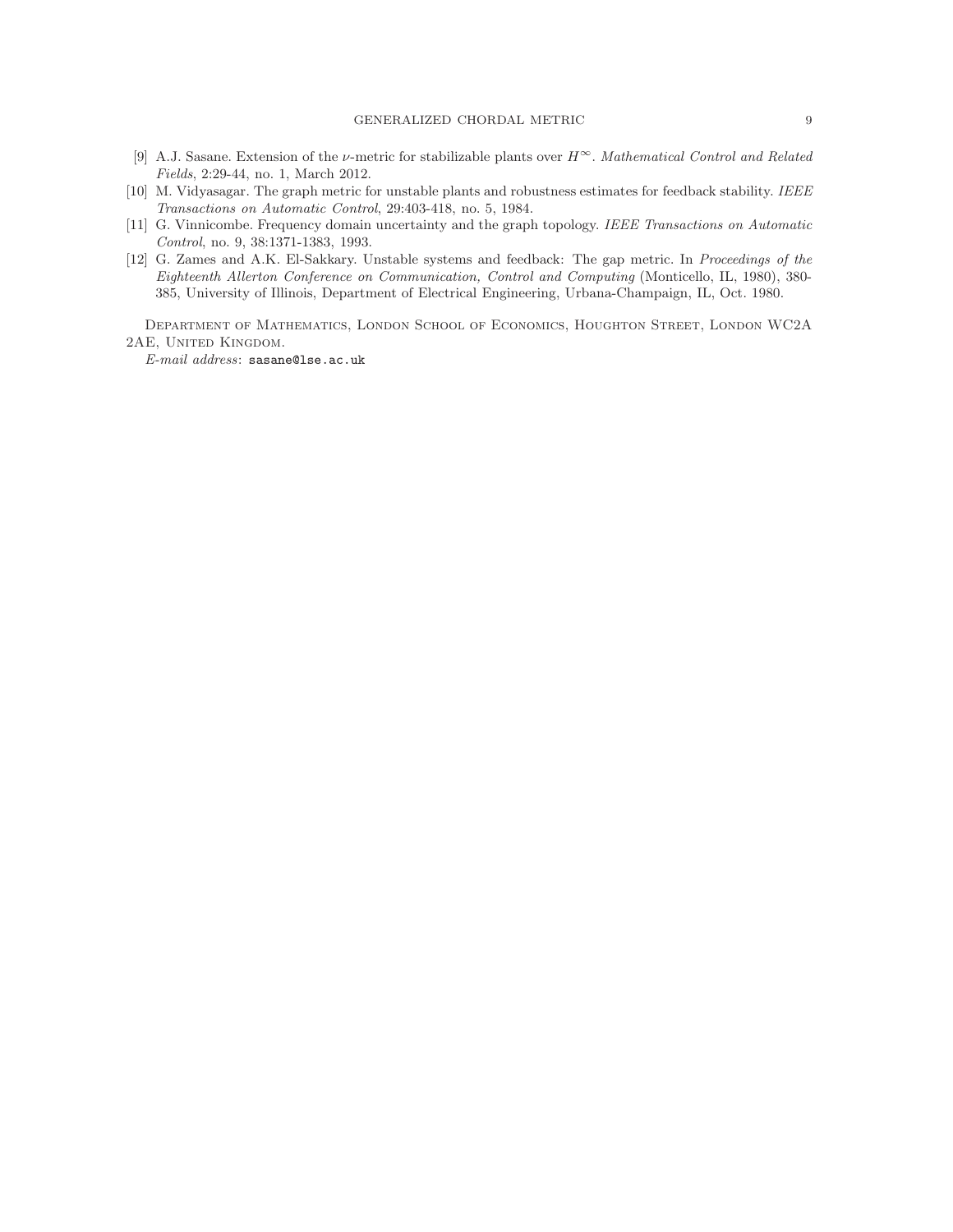[9] A.J. Sasane. Extension of the $\nu$-metric for stabilizable plants over $H^\infty$. *Mathematical Control and Related Fields*, 2:29-44, no. 1, March 2012.

[10] M. Vidyasagar. The graph metric for unstable plants and robustness estimates for feedback stability. *IEEE Transactions on Automatic Control*, 29:403-418, no. 5, 1984.

[11] G. Vinnicombe. Frequency domain uncertainty and the graph topology. *IEEE Transactions on Automatic Control*, no. 9, 38:1371-1383, 1993.

[12] G. Zames and A.K. El-Sakkary. Unstable systems and feedback: The gap metric. In *Proceedings of the Eighteenth Allerton Conference on Communication, Control and Computing* (Monticello, IL, 1980), 380-385, University of Illinois, Department of Electrical Engineering, Urbana-Champaign, IL, Oct. 1980.

Department of Mathematics, London School of Economics, Houghton Street, London WC2A 2AE, United Kingdom.

*E-mail address*: sasane@lse.ac.uk